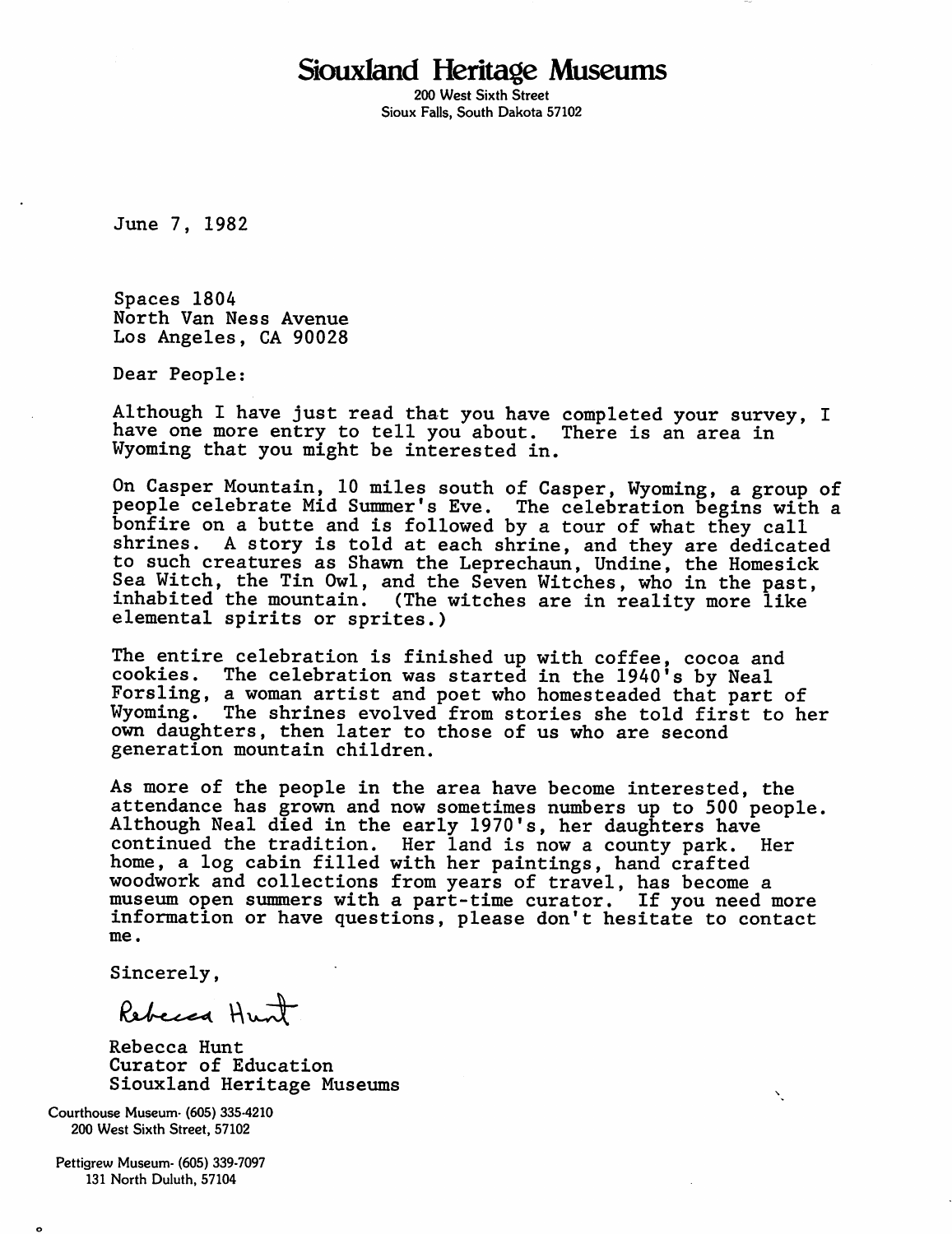# Siouxland Heritage Museums

200 West Sixth Street
Sioux Falls, South Dakota 57102

June 7, 1982

Spaces 1804
North Van Ness Avenue
Los Angeles, CA 90028

Dear People:

Although I have just read that you have completed your survey, I have one more entry to tell you about. There is an area in Wyoming that you might be interested in.

On Casper Mountain, 10 miles south of Casper, Wyoming, a group of people celebrate Mid Summer's Eve. The celebration begins with a bonfire on a butte and is followed by a tour of what they call shrines. A story is told at each shrine, and they are dedicated to such creatures as Shawn the Leprechaun, Undine, the Homesick Sea Witch, the Tin Owl, and the Seven Witches, who in the past, inhabited the mountain. (The witches are in reality more like elemental spirits or sprites.)

The entire celebration is finished up with coffee, cocoa and cookies. The celebration was started in the 1940's by Neal Forsling, a woman artist and poet who homesteaded that part of Wyoming. The shrines evolved from stories she told first to her own daughters, then later to those of us who are second generation mountain children.

As more of the people in the area have become interested, the attendance has grown and now sometimes numbers up to 500 people. Although Neal died in the early 1970's, her daughters have continued the tradition. Her land is now a county park. Her home, a log cabin filled with her paintings, hand crafted woodwork and collections from years of travel, has become a museum open summers with a part-time curator. If you need more information or have questions, please don't hesitate to contact me.

Sincerely,

Rebecca Hunt

Rebecca Hunt
Curator of Education
Siouxland Heritage Museums

Courthouse Museum- (605) 335-4210
200 West Sixth Street, 57102

Pettigrew Museum- (605) 339-7097
131 North Duluth, 57104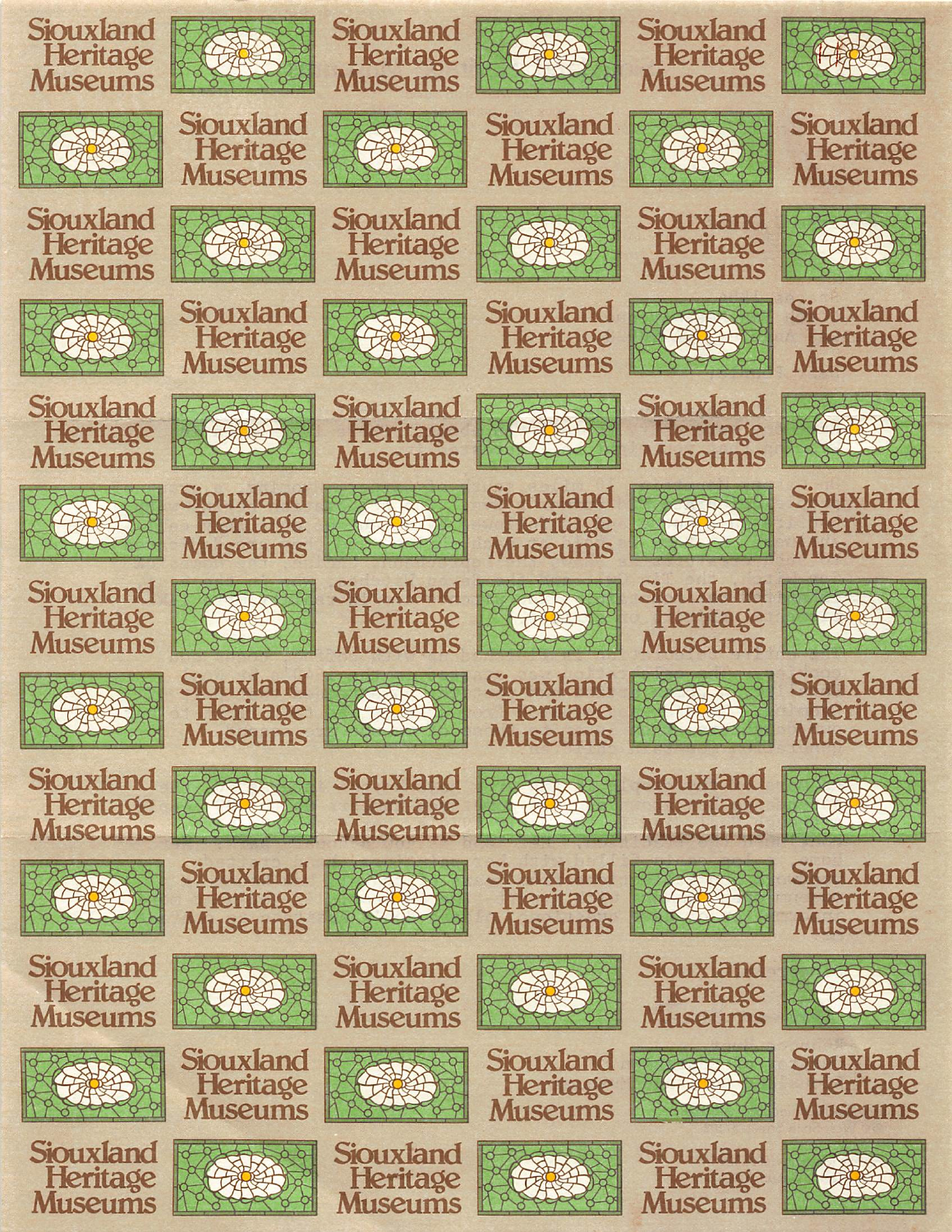Siouxland Heritage Museums

Siouxland Heritage Museums

Siouxland Heritage Museums

Siouxland Heritage Museums

Siouxland Heritage Museums

Siouxland Heritage Museums

Siouxland Heritage Museums

Siouxland Heritage Museums

Siouxland Heritage Museums

Siouxland Heritage Museums

Siouxland Heritage Museums

Siouxland Heritage Museums

Siouxland Heritage Museums

Siouxland Heritage Museums

Siouxland Heritage Museums

Siouxland Heritage Museums

Siouxland Heritage Museums

Siouxland Heritage Museums

Siouxland Heritage Museums

Siouxland Heritage Museums

Siouxland Heritage Museums

Siouxland Heritage Museums

Siouxland Heritage Museums

Siouxland Heritage Museums

Siouxland Heritage Museums

Siouxland Heritage Museums

Siouxland Heritage Museums

Siouxland Heritage Museums

Siouxland Heritage Museums

Siouxland Heritage Museums

Siouxland Heritage Museums

Siouxland Heritage Museums

Siouxland Heritage Museums

Siouxland Heritage Museums

Siouxland Heritage Museums

Siouxland Heritage Museums

Siouxland Heritage Museums

Siouxland Heritage Museums

Siouxland Heritage Museums